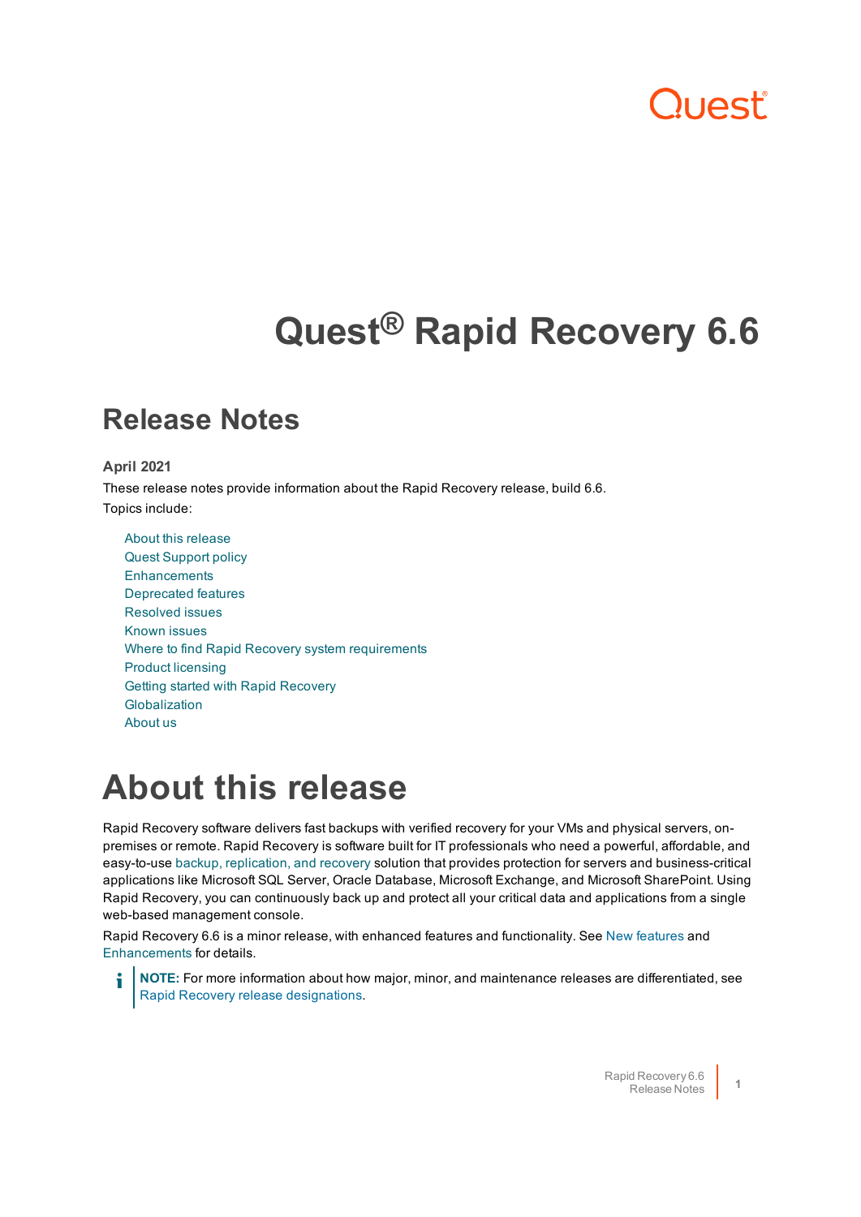# Quest® Rapid Recovery 6.6

## Release Notes

**April 2021**

These release notes provide information about the Rapid Recovery release, build 6.6.

Topics include:

- About this release
- Quest Support policy
- Enhancements
- Deprecated features
- Resolved issues
- Known issues
- Where to find Rapid Recovery system requirements
- Product licensing
- Getting started with Rapid Recovery
- Globalization
- About us

# About this release

Rapid Recovery software delivers fast backups with verified recovery for your VMs and physical servers, on-premises or remote. Rapid Recovery is software built for IT professionals who need a powerful, affordable, and easy-to-use backup, replication, and recovery solution that provides protection for servers and business-critical applications like Microsoft SQL Server, Oracle Database, Microsoft Exchange, and Microsoft SharePoint. Using Rapid Recovery, you can continuously back up and protect all your critical data and applications from a single web-based management console.

Rapid Recovery 6.6 is a minor release, with enhanced features and functionality. See New features and Enhancements for details.

> **NOTE:** For more information about how major, minor, and maintenance releases are differentiated, see Rapid Recovery release designations.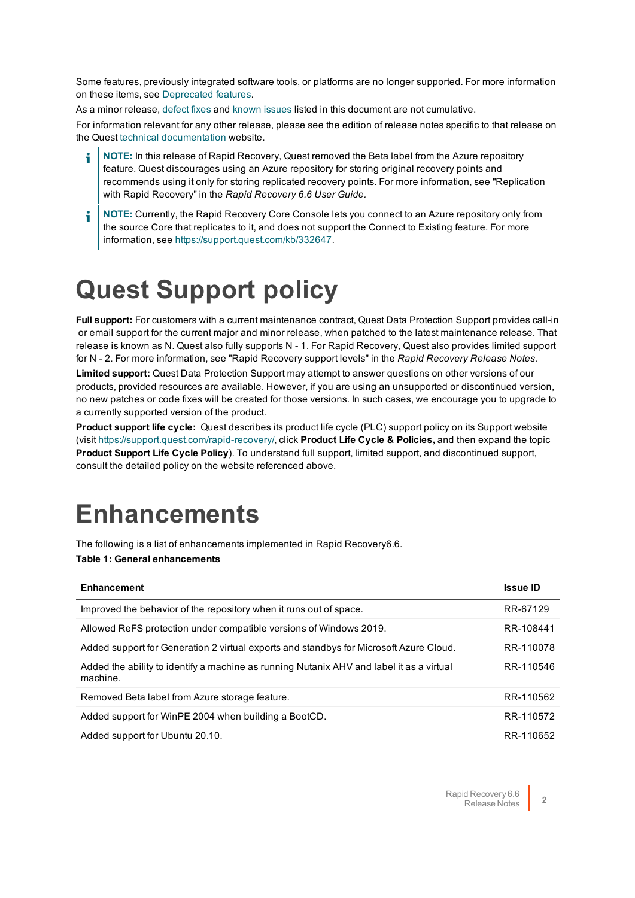Some features, previously integrated software tools, or platforms are no longer supported. For more information on these items, see Deprecated features.

As a minor release, defect fixes and known issues listed in this document are not cumulative.

For information relevant for any other release, please see the edition of release notes specific to that release on the Quest technical documentation website.

> **NOTE:** In this release of Rapid Recovery, Quest removed the Beta label from the Azure repository feature. Quest discourages using an Azure repository for storing original recovery points and recommends using it only for storing replicated recovery points. For more information, see "Replication with Rapid Recovery" in the *Rapid Recovery 6.6 User Guide*.

> **NOTE:** Currently, the Rapid Recovery Core Console lets you connect to an Azure repository only from the source Core that replicates to it, and does not support the Connect to Existing feature. For more information, see https://support.quest.com/kb/332647.

# Quest Support policy

**Full support:** For customers with a current maintenance contract, Quest Data Protection Support provides call-in or email support for the current major and minor release, when patched to the latest maintenance release. That release is known as N. Quest also fully supports N - 1. For Rapid Recovery, Quest also provides limited support for N - 2. For more information, see "Rapid Recovery support levels" in the *Rapid Recovery Release Notes*.

**Limited support:** Quest Data Protection Support may attempt to answer questions on other versions of our products, provided resources are available. However, if you are using an unsupported or discontinued version, no new patches or code fixes will be created for those versions. In such cases, we encourage you to upgrade to a currently supported version of the product.

**Product support life cycle:** Quest describes its product life cycle (PLC) support policy on its Support website (visit https://support.quest.com/rapid-recovery/, click **Product Life Cycle & Policies,** and then expand the topic **Product Support Life Cycle Policy**). To understand full support, limited support, and discontinued support, consult the detailed policy on the website referenced above.

# Enhancements

The following is a list of enhancements implemented in Rapid Recovery6.6.

**Table 1: General enhancements**

| Enhancement | Issue ID |
|---|---|
| Improved the behavior of the repository when it runs out of space. | RR-67129 |
| Allowed ReFS protection under compatible versions of Windows 2019. | RR-108441 |
| Added support for Generation 2 virtual exports and standbys for Microsoft Azure Cloud. | RR-110078 |
| Added the ability to identify a machine as running Nutanix AHV and label it as a virtual machine. | RR-110546 |
| Removed Beta label from Azure storage feature. | RR-110562 |
| Added support for WinPE 2004 when building a BootCD. | RR-110572 |
| Added support for Ubuntu 20.10. | RR-110652 |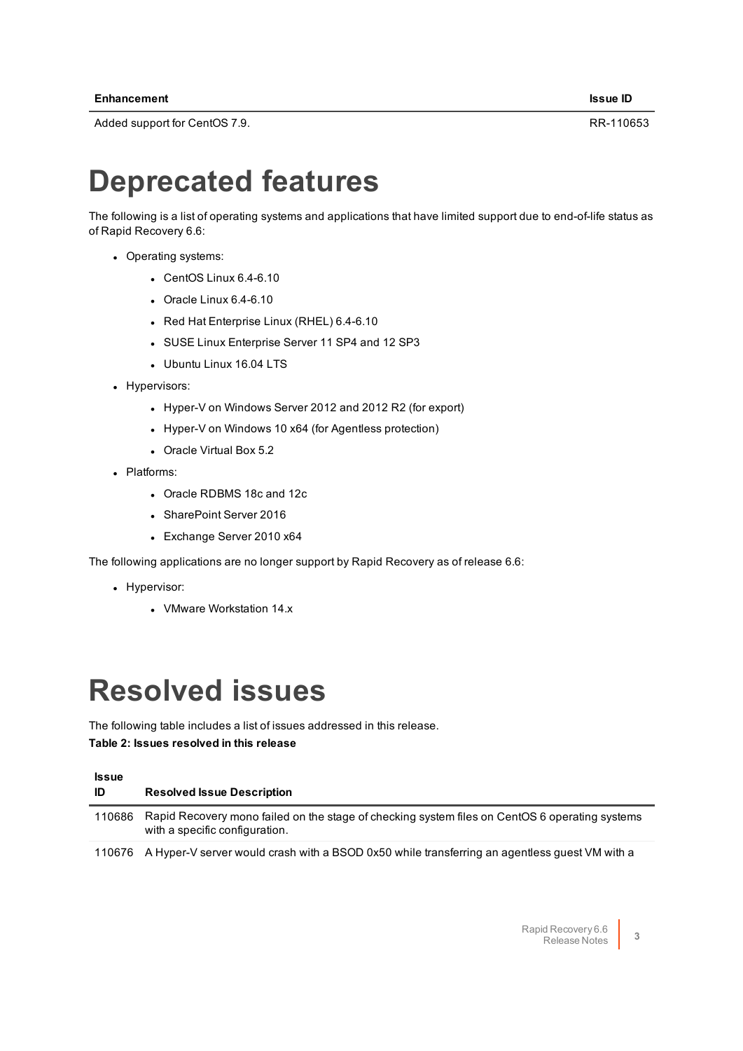| Enhancement | Issue ID |
|---|---|
| Added support for CentOS 7.9. | RR-110653 |

# Deprecated features

The following is a list of operating systems and applications that have limited support due to end-of-life status as of Rapid Recovery 6.6:

- Operating systems:
  - CentOS Linux 6.4-6.10
  - Oracle Linux 6.4-6.10
  - Red Hat Enterprise Linux (RHEL) 6.4-6.10
  - SUSE Linux Enterprise Server 11 SP4 and 12 SP3
  - Ubuntu Linux 16.04 LTS
- Hypervisors:
  - Hyper-V on Windows Server 2012 and 2012 R2 (for export)
  - Hyper-V on Windows 10 x64 (for Agentless protection)
  - Oracle Virtual Box 5.2
- Platforms:
  - Oracle RDBMS 18c and 12c
  - SharePoint Server 2016
  - Exchange Server 2010 x64

The following applications are no longer support by Rapid Recovery as of release 6.6:

- Hypervisor:
  - VMware Workstation 14.x

# Resolved issues

The following table includes a list of issues addressed in this release.

**Table 2: Issues resolved in this release**

| Issue ID | Resolved Issue Description |
|---|---|
| 110686 | Rapid Recovery mono failed on the stage of checking system files on CentOS 6 operating systems with a specific configuration. |
| 110676 | A Hyper-V server would crash with a BSOD 0x50 while transferring an agentless guest VM with a |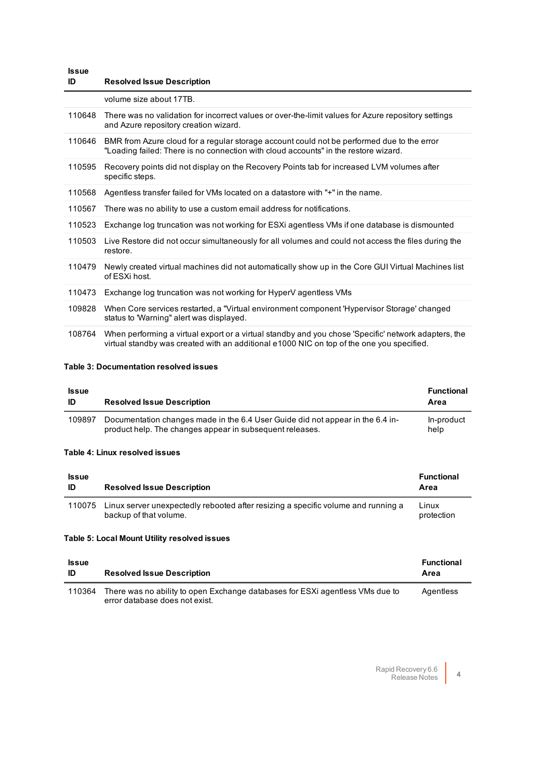| Issue ID | Resolved Issue Description |
|---|---|
| | volume size about 17TB. |
| 110648 | There was no validation for incorrect values or over-the-limit values for Azure repository settings and Azure repository creation wizard. |
| 110646 | BMR from Azure cloud for a regular storage account could not be performed due to the error "Loading failed: There is no connection with cloud accounts" in the restore wizard. |
| 110595 | Recovery points did not display on the Recovery Points tab for increased LVM volumes after specific steps. |
| 110568 | Agentless transfer failed for VMs located on a datastore with "+" in the name. |
| 110567 | There was no ability to use a custom email address for notifications. |
| 110523 | Exchange log truncation was not working for ESXi agentless VMs if one database is dismounted |
| 110503 | Live Restore did not occur simultaneously for all volumes and could not access the files during the restore. |
| 110479 | Newly created virtual machines did not automatically show up in the Core GUI Virtual Machines list of ESXi host. |
| 110473 | Exchange log truncation was not working for HyperV agentless VMs |
| 109828 | When Core services restarted, a "Virtual environment component 'Hypervisor Storage' changed status to 'Warning" alert was displayed. |
| 108764 | When performing a virtual export or a virtual standby and you chose 'Specific' network adapters, the virtual standby was created with an additional e1000 NIC on top of the one you specified. |

**Table 3: Documentation resolved issues**

| Issue ID | Resolved Issue Description | Functional Area |
|---|---|---|
| 109897 | Documentation changes made in the 6.4 User Guide did not appear in the 6.4 in-product help. The changes appear in subsequent releases. | In-product help |

**Table 4: Linux resolved issues**

| Issue ID | Resolved Issue Description | Functional Area |
|---|---|---|
| 110075 | Linux server unexpectedly rebooted after resizing a specific volume and running a backup of that volume. | Linux protection |

**Table 5: Local Mount Utility resolved issues**

| Issue ID | Resolved Issue Description | Functional Area |
|---|---|---|
| 110364 | There was no ability to open Exchange databases for ESXi agentless VMs due to error database does not exist. | Agentless |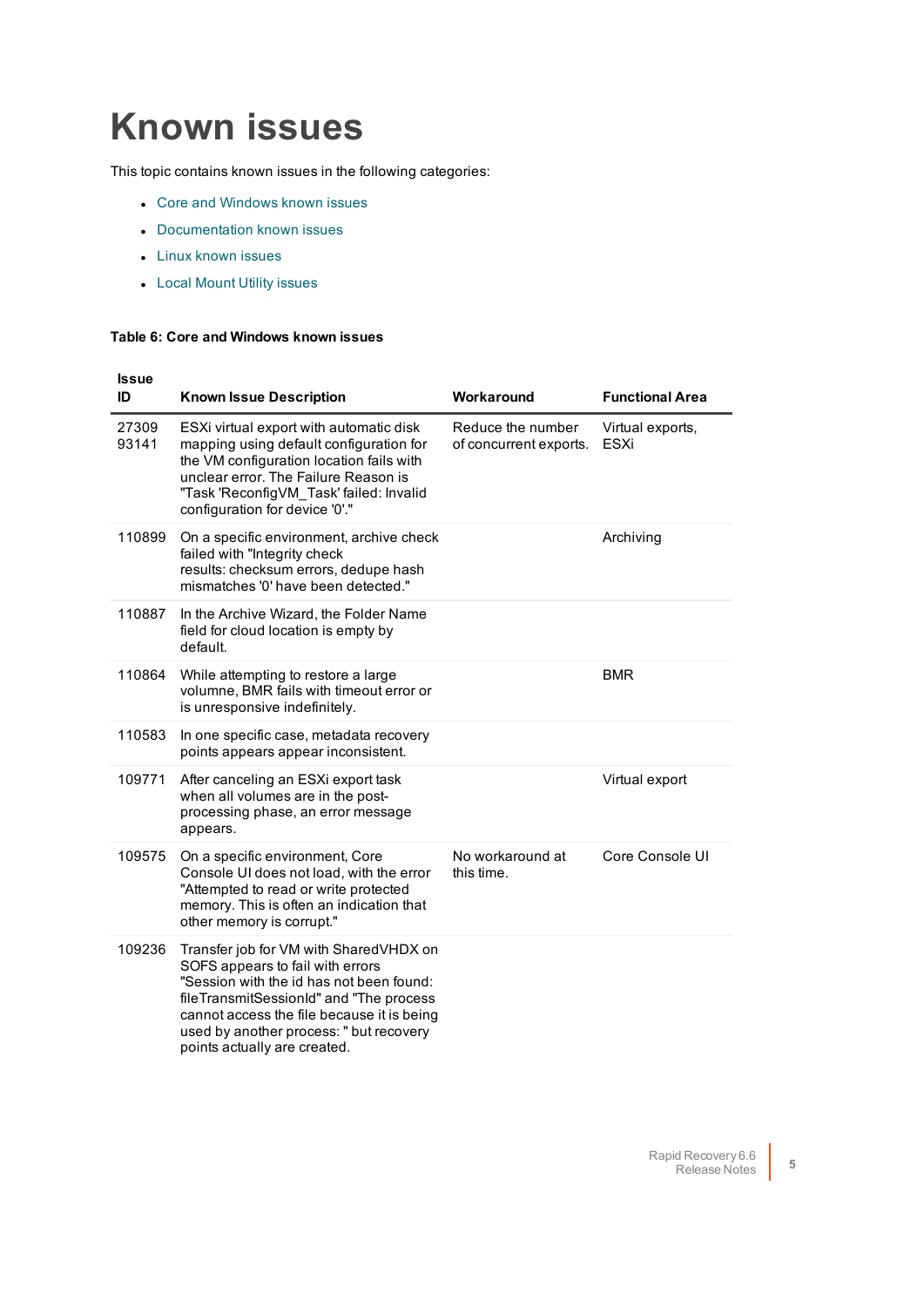# Known issues

This topic contains known issues in the following categories:

- Core and Windows known issues
- Documentation known issues
- Linux known issues
- Local Mount Utility issues

**Table 6: Core and Windows known issues**

| Issue ID | Known Issue Description | Workaround | Functional Area |
|---|---|---|---|
| 27309 93141 | ESXi virtual export with automatic disk mapping using default configuration for the VM configuration location fails with unclear error. The Failure Reason is "Task 'ReconfigVM_Task' failed: Invalid configuration for device '0'." | Reduce the number of concurrent exports. | Virtual exports, ESXi |
| 110899 | On a specific environment, archive check failed with "Integrity check results: checksum errors, dedupe hash mismatches '0' have been detected." | | Archiving |
| 110887 | In the Archive Wizard, the Folder Name field for cloud location is empty by default. | | |
| 110864 | While attempting to restore a large volumne, BMR fails with timeout error or is unresponsive indefinitely. | | BMR |
| 110583 | In one specific case, metadata recovery points appears appear inconsistent. | | |
| 109771 | After canceling an ESXi export task when all volumes are in the post-processing phase, an error message appears. | | Virtual export |
| 109575 | On a specific environment, Core Console UI does not load, with the error "Attempted to read or write protected memory. This is often an indication that other memory is corrupt." | No workaround at this time. | Core Console UI |
| 109236 | Transfer job for VM with SharedVHDX on SOFS appears to fail with errors "Session with the id has not been found: fileTransmitSessionId" and "The process cannot access the file because it is being used by another process: " but recovery points actually are created. | | |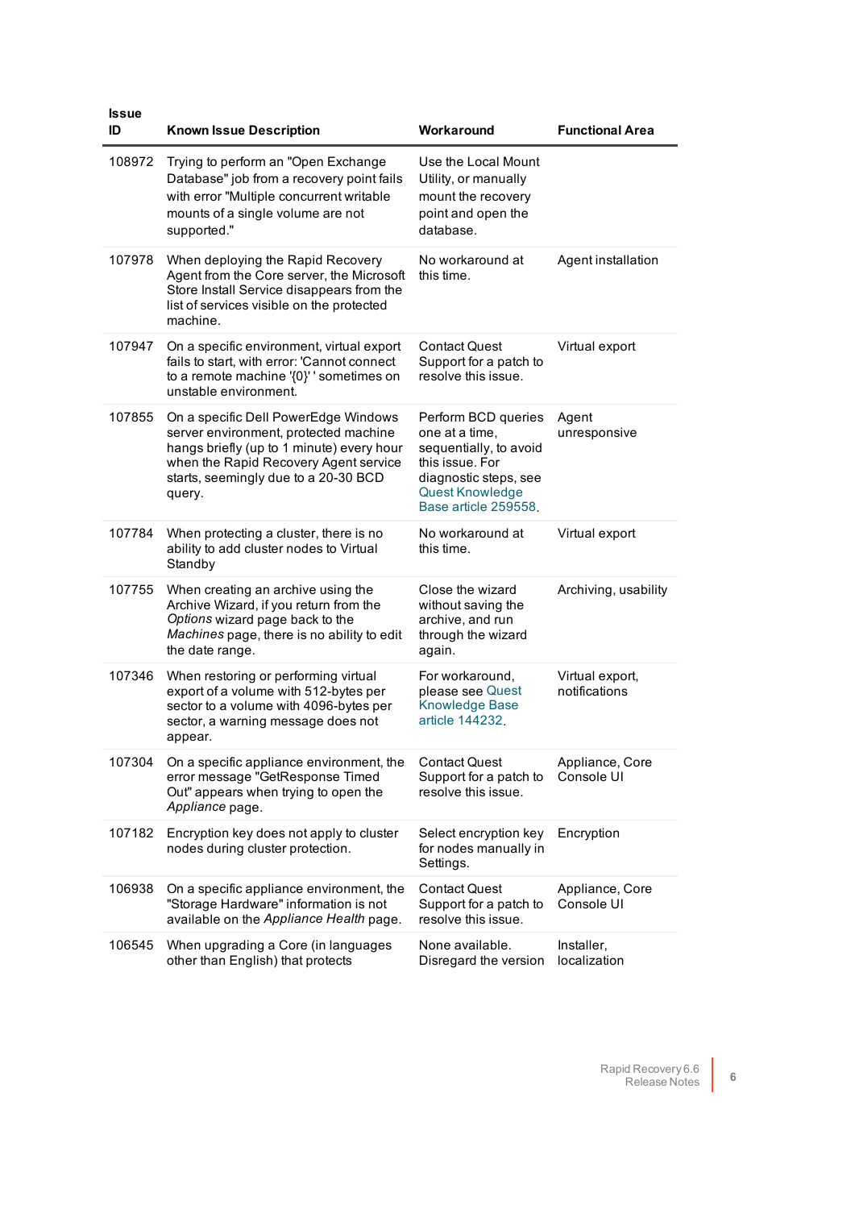| Issue ID | Known Issue Description | Workaround | Functional Area |
|---|---|---|---|
| 108972 | Trying to perform an "Open Exchange Database" job from a recovery point fails with error "Multiple concurrent writable mounts of a single volume are not supported." | Use the Local Mount Utility, or manually mount the recovery point and open the database. | |
| 107978 | When deploying the Rapid Recovery Agent from the Core server, the Microsoft Store Install Service disappears from the list of services visible on the protected machine. | No workaround at this time. | Agent installation |
| 107947 | On a specific environment, virtual export fails to start, with error: 'Cannot connect to a remote machine '{0}' ' sometimes on unstable environment. | Contact Quest Support for a patch to resolve this issue. | Virtual export |
| 107855 | On a specific Dell PowerEdge Windows server environment, protected machine hangs briefly (up to 1 minute) every hour when the Rapid Recovery Agent service starts, seemingly due to a 20-30 BCD query. | Perform BCD queries one at a time, sequentially, to avoid this issue. For diagnostic steps, see Quest Knowledge Base article 259558. | Agent unresponsive |
| 107784 | When protecting a cluster, there is no ability to add cluster nodes to Virtual Standby | No workaround at this time. | Virtual export |
| 107755 | When creating an archive using the Archive Wizard, if you return from the *Options* wizard page back to the *Machines* page, there is no ability to edit the date range. | Close the wizard without saving the archive, and run through the wizard again. | Archiving, usability |
| 107346 | When restoring or performing virtual export of a volume with 512-bytes per sector to a volume with 4096-bytes per sector, a warning message does not appear. | For workaround, please see Quest Knowledge Base article 144232. | Virtual export, notifications |
| 107304 | On a specific appliance environment, the error message "GetResponse Timed Out" appears when trying to open the *Appliance* page. | Contact Quest Support for a patch to resolve this issue. | Appliance, Core Console UI |
| 107182 | Encryption key does not apply to cluster nodes during cluster protection. | Select encryption key for nodes manually in Settings. | Encryption |
| 106938 | On a specific appliance environment, the "Storage Hardware" information is not available on the *Appliance Health* page. | Contact Quest Support for a patch to resolve this issue. | Appliance, Core Console UI |
| 106545 | When upgrading a Core (in languages other than English) that protects | None available. Disregard the version | Installer, localization |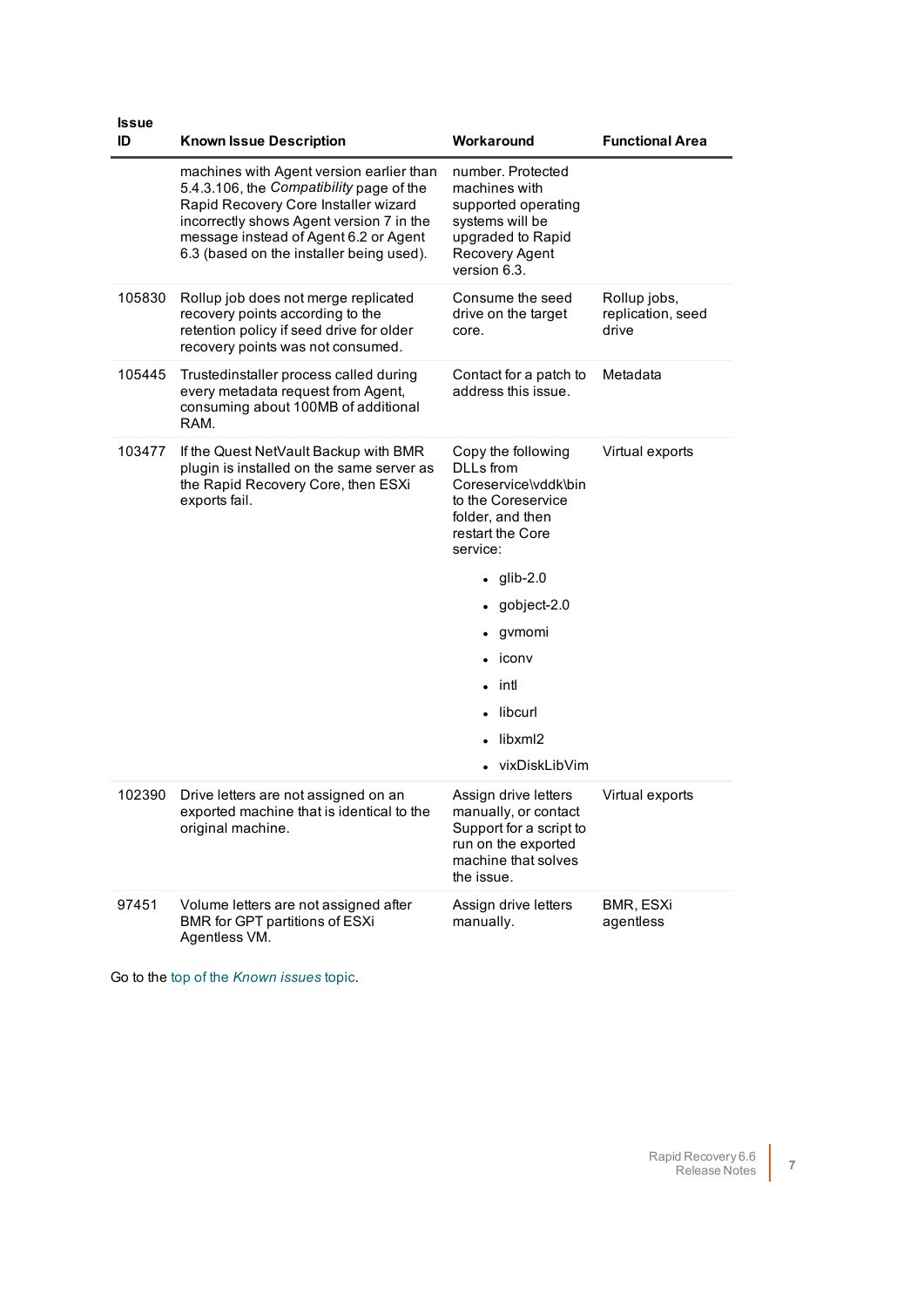| Issue ID | Known Issue Description | Workaround | Functional Area |
|---|---|---|---|
| | machines with Agent version earlier than 5.4.3.106, the *Compatibility* page of the Rapid Recovery Core Installer wizard incorrectly shows Agent version 7 in the message instead of Agent 6.2 or Agent 6.3 (based on the installer being used). | number. Protected machines with supported operating systems will be upgraded to Rapid Recovery Agent version 6.3. | |
| 105830 | Rollup job does not merge replicated recovery points according to the retention policy if seed drive for older recovery points was not consumed. | Consume the seed drive on the target core. | Rollup jobs, replication, seed drive |
| 105445 | Trustedinstaller process called during every metadata request from Agent, consuming about 100MB of additional RAM. | Contact for a patch to address this issue. | Metadata |
| 103477 | If the Quest NetVault Backup with BMR plugin is installed on the same server as the Rapid Recovery Core, then ESXi exports fail. | Copy the following DLLs from Coreservice\vddk\bin to the Coreservice folder, and then restart the Core service:<br>• glib-2.0<br>• gobject-2.0<br>• gvmomi<br>• iconv<br>• intl<br>• libcurl<br>• libxml2<br>• vixDiskLibVim | Virtual exports |
| 102390 | Drive letters are not assigned on an exported machine that is identical to the original machine. | Assign drive letters manually, or contact Support for a script to run on the exported machine that solves the issue. | Virtual exports |
| 97451 | Volume letters are not assigned after BMR for GPT partitions of ESXi Agentless VM. | Assign drive letters manually. | BMR, ESXi agentless |

Go to the top of the *Known issues* topic.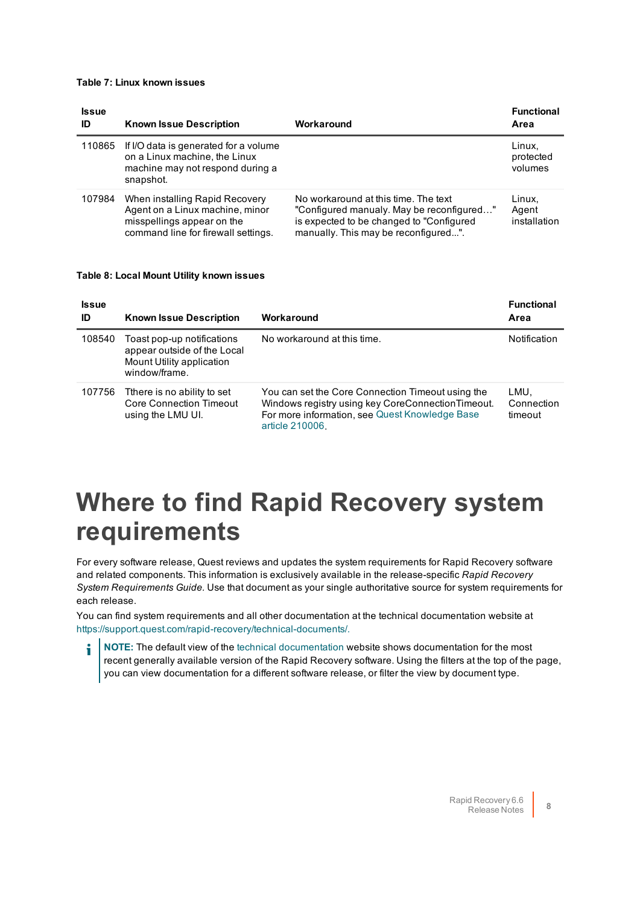**Table 7: Linux known issues**

| Issue ID | Known Issue Description | Workaround | Functional Area |
|---|---|---|---|
| 110865 | If I/O data is generated for a volume on a Linux machine, the Linux machine may not respond during a snapshot. | | Linux, protected volumes |
| 107984 | When installing Rapid Recovery Agent on a Linux machine, minor misspellings appear on the command line for firewall settings. | No workaround at this time. The text "Configured manualy. May be reconfigured…" is expected to be changed to "Configured manually. This may be reconfigured...". | Linux, Agent installation |

**Table 8: Local Mount Utility known issues**

| Issue ID | Known Issue Description | Workaround | Functional Area |
|---|---|---|---|
| 108540 | Toast pop-up notifications appear outside of the Local Mount Utility application window/frame. | No workaround at this time. | Notification |
| 107756 | Tthere is no ability to set Core Connection Timeout using the LMU UI. | You can set the Core Connection Timeout using the Windows registry using key CoreConnectionTimeout. For more information, see Quest Knowledge Base article 210006. | LMU, Connection timeout |

# Where to find Rapid Recovery system requirements

For every software release, Quest reviews and updates the system requirements for Rapid Recovery software and related components. This information is exclusively available in the release-specific *Rapid Recovery System Requirements Guide*. Use that document as your single authoritative source for system requirements for each release.

You can find system requirements and all other documentation at the technical documentation website at https://support.quest.com/rapid-recovery/technical-documents/.

**NOTE:** The default view of the technical documentation website shows documentation for the most recent generally available version of the Rapid Recovery software. Using the filters at the top of the page, you can view documentation for a different software release, or filter the view by document type.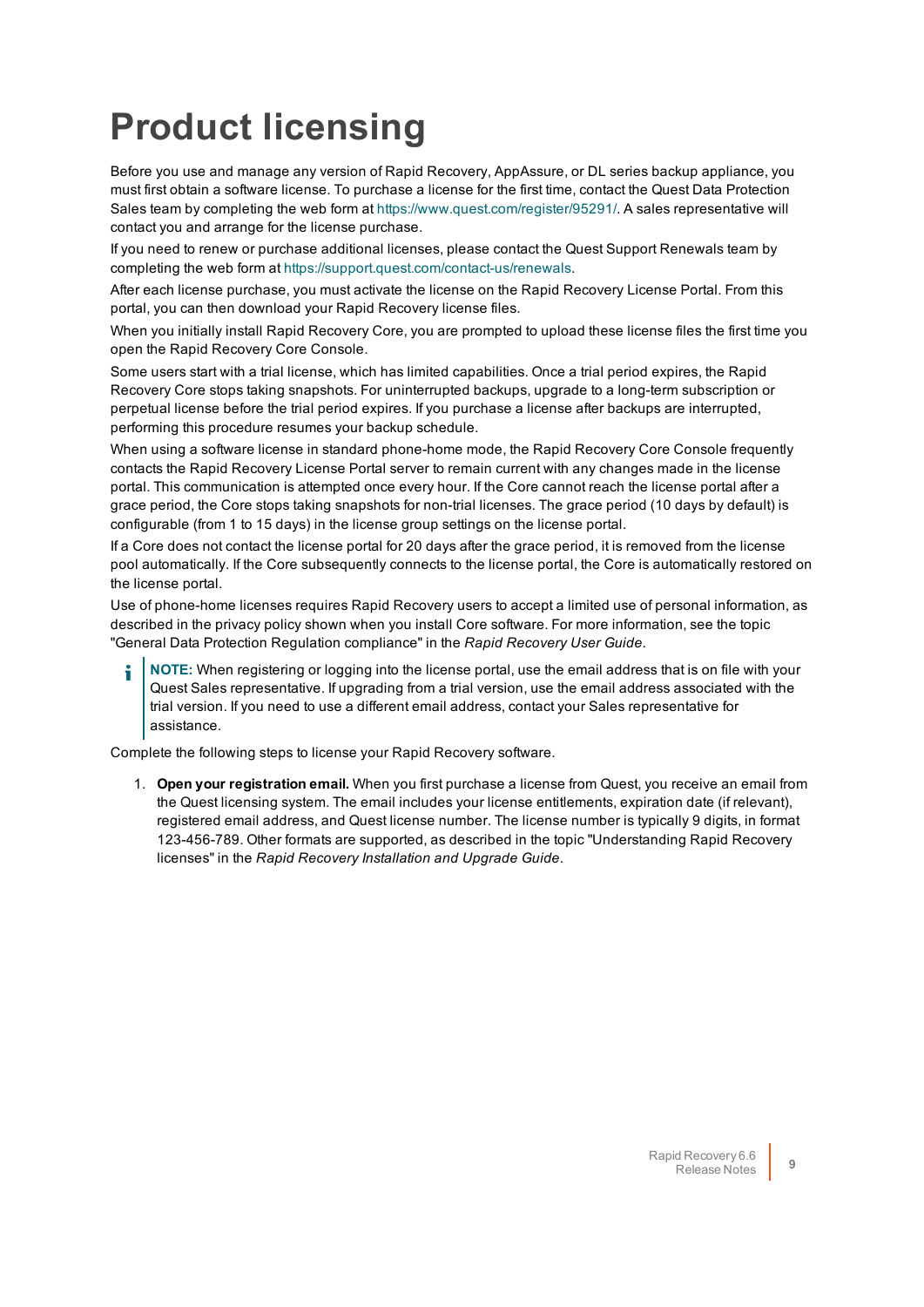# Product licensing

Before you use and manage any version of Rapid Recovery, AppAssure, or DL series backup appliance, you must first obtain a software license. To purchase a license for the first time, contact the Quest Data Protection Sales team by completing the web form at https://www.quest.com/register/95291/. A sales representative will contact you and arrange for the license purchase.

If you need to renew or purchase additional licenses, please contact the Quest Support Renewals team by completing the web form at https://support.quest.com/contact-us/renewals.

After each license purchase, you must activate the license on the Rapid Recovery License Portal. From this portal, you can then download your Rapid Recovery license files.

When you initially install Rapid Recovery Core, you are prompted to upload these license files the first time you open the Rapid Recovery Core Console.

Some users start with a trial license, which has limited capabilities. Once a trial period expires, the Rapid Recovery Core stops taking snapshots. For uninterrupted backups, upgrade to a long-term subscription or perpetual license before the trial period expires. If you purchase a license after backups are interrupted, performing this procedure resumes your backup schedule.

When using a software license in standard phone-home mode, the Rapid Recovery Core Console frequently contacts the Rapid Recovery License Portal server to remain current with any changes made in the license portal. This communication is attempted once every hour. If the Core cannot reach the license portal after a grace period, the Core stops taking snapshots for non-trial licenses. The grace period (10 days by default) is configurable (from 1 to 15 days) in the license group settings on the license portal.

If a Core does not contact the license portal for 20 days after the grace period, it is removed from the license pool automatically. If the Core subsequently connects to the license portal, the Core is automatically restored on the license portal.

Use of phone-home licenses requires Rapid Recovery users to accept a limited use of personal information, as described in the privacy policy shown when you install Core software. For more information, see the topic "General Data Protection Regulation compliance" in the *Rapid Recovery User Guide*.

> **NOTE:** When registering or logging into the license portal, use the email address that is on file with your Quest Sales representative. If upgrading from a trial version, use the email address associated with the trial version. If you need to use a different email address, contact your Sales representative for assistance.

Complete the following steps to license your Rapid Recovery software.

1. **Open your registration email.** When you first purchase a license from Quest, you receive an email from the Quest licensing system. The email includes your license entitlements, expiration date (if relevant), registered email address, and Quest license number. The license number is typically 9 digits, in format 123-456-789. Other formats are supported, as described in the topic "Understanding Rapid Recovery licenses" in the *Rapid Recovery Installation and Upgrade Guide*.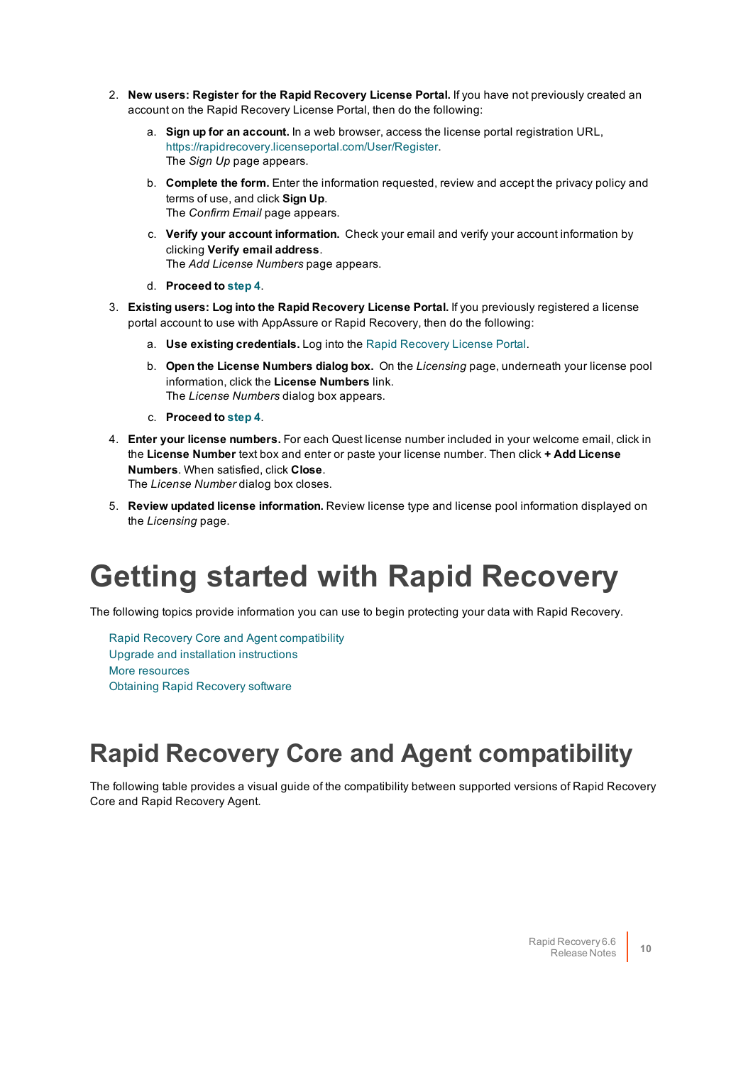2. **New users: Register for the Rapid Recovery License Portal.** If you have not previously created an account on the Rapid Recovery License Portal, then do the following:

   a. **Sign up for an account.** In a web browser, access the license portal registration URL, https://rapidrecovery.licenseportal.com/User/Register.
   The *Sign Up* page appears.

   b. **Complete the form.** Enter the information requested, review and accept the privacy policy and terms of use, and click **Sign Up**.
   The *Confirm Email* page appears.

   c. **Verify your account information.** Check your email and verify your account information by clicking **Verify email address**.
   The *Add License Numbers* page appears.

   d. **Proceed to step 4**.

3. **Existing users: Log into the Rapid Recovery License Portal.** If you previously registered a license portal account to use with AppAssure or Rapid Recovery, then do the following:

   a. **Use existing credentials.** Log into the Rapid Recovery License Portal.

   b. **Open the License Numbers dialog box.** On the *Licensing* page, underneath your license pool information, click the **License Numbers** link.
   The *License Numbers* dialog box appears.

   c. **Proceed to step 4**.

4. **Enter your license numbers.** For each Quest license number included in your welcome email, click in the **License Number** text box and enter or paste your license number. Then click **+ Add License Numbers**. When satisfied, click **Close**.
   The *License Number* dialog box closes.

5. **Review updated license information.** Review license type and license pool information displayed on the *Licensing* page.

# Getting started with Rapid Recovery

The following topics provide information you can use to begin protecting your data with Rapid Recovery.

- Rapid Recovery Core and Agent compatibility
- Upgrade and installation instructions
- More resources
- Obtaining Rapid Recovery software

## Rapid Recovery Core and Agent compatibility

The following table provides a visual guide of the compatibility between supported versions of Rapid Recovery Core and Rapid Recovery Agent.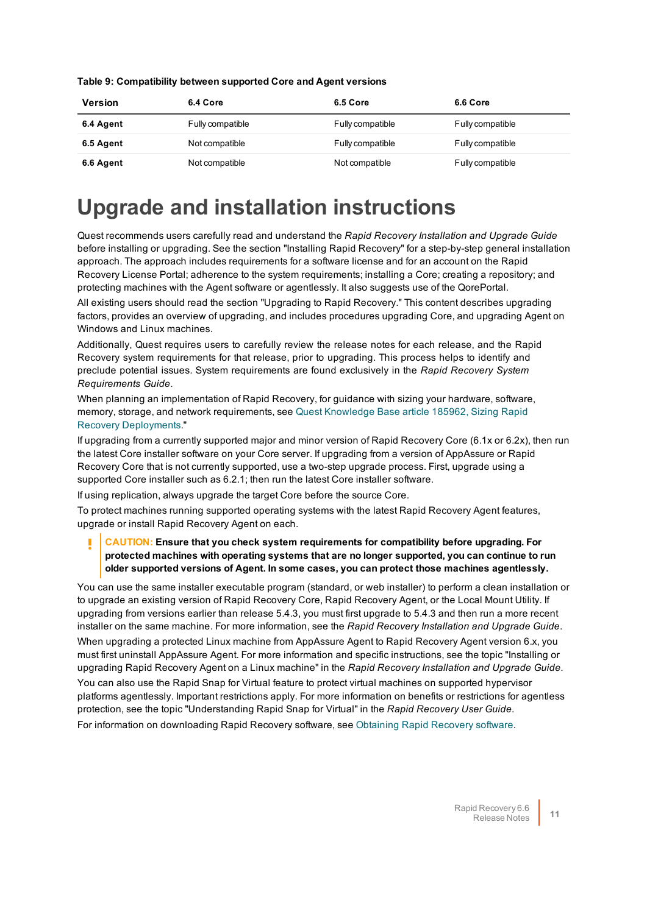**Table 9: Compatibility between supported Core and Agent versions**

| Version | 6.4 Core | 6.5 Core | 6.6 Core |
|---|---|---|---|
| **6.4 Agent** | Fully compatible | Fully compatible | Fully compatible |
| **6.5 Agent** | Not compatible | Fully compatible | Fully compatible |
| **6.6 Agent** | Not compatible | Not compatible | Fully compatible |

# Upgrade and installation instructions

Quest recommends users carefully read and understand the *Rapid Recovery Installation and Upgrade Guide* before installing or upgrading. See the section "Installing Rapid Recovery" for a step-by-step general installation approach. The approach includes requirements for a software license and for an account on the Rapid Recovery License Portal; adherence to the system requirements; installing a Core; creating a repository; and protecting machines with the Agent software or agentlessly. It also suggests use of the QorePortal.

All existing users should read the section "Upgrading to Rapid Recovery." This content describes upgrading factors, provides an overview of upgrading, and includes procedures upgrading Core, and upgrading Agent on Windows and Linux machines.

Additionally, Quest requires users to carefully review the release notes for each release, and the Rapid Recovery system requirements for that release, prior to upgrading. This process helps to identify and preclude potential issues. System requirements are found exclusively in the *Rapid Recovery System Requirements Guide*.

When planning an implementation of Rapid Recovery, for guidance with sizing your hardware, software, memory, storage, and network requirements, see Quest Knowledge Base article 185962, Sizing Rapid Recovery Deployments."

If upgrading from a currently supported major and minor version of Rapid Recovery Core (6.1x or 6.2x), then run the latest Core installer software on your Core server. If upgrading from a version of AppAssure or Rapid Recovery Core that is not currently supported, use a two-step upgrade process. First, upgrade using a supported Core installer such as 6.2.1; then run the latest Core installer software.

If using replication, always upgrade the target Core before the source Core.

To protect machines running supported operating systems with the latest Rapid Recovery Agent features, upgrade or install Rapid Recovery Agent on each.

> **CAUTION: Ensure that you check system requirements for compatibility before upgrading. For protected machines with operating systems that are no longer supported, you can continue to run older supported versions of Agent. In some cases, you can protect those machines agentlessly.**

You can use the same installer executable program (standard, or web installer) to perform a clean installation or to upgrade an existing version of Rapid Recovery Core, Rapid Recovery Agent, or the Local Mount Utility. If upgrading from versions earlier than release 5.4.3, you must first upgrade to 5.4.3 and then run a more recent installer on the same machine. For more information, see the *Rapid Recovery Installation and Upgrade Guide*.

When upgrading a protected Linux machine from AppAssure Agent to Rapid Recovery Agent version 6.x, you must first uninstall AppAssure Agent. For more information and specific instructions, see the topic "Installing or upgrading Rapid Recovery Agent on a Linux machine" in the *Rapid Recovery Installation and Upgrade Guide*.

You can also use the Rapid Snap for Virtual feature to protect virtual machines on supported hypervisor platforms agentlessly. Important restrictions apply. For more information on benefits or restrictions for agentless protection, see the topic "Understanding Rapid Snap for Virtual" in the *Rapid Recovery User Guide*.

For information on downloading Rapid Recovery software, see Obtaining Rapid Recovery software.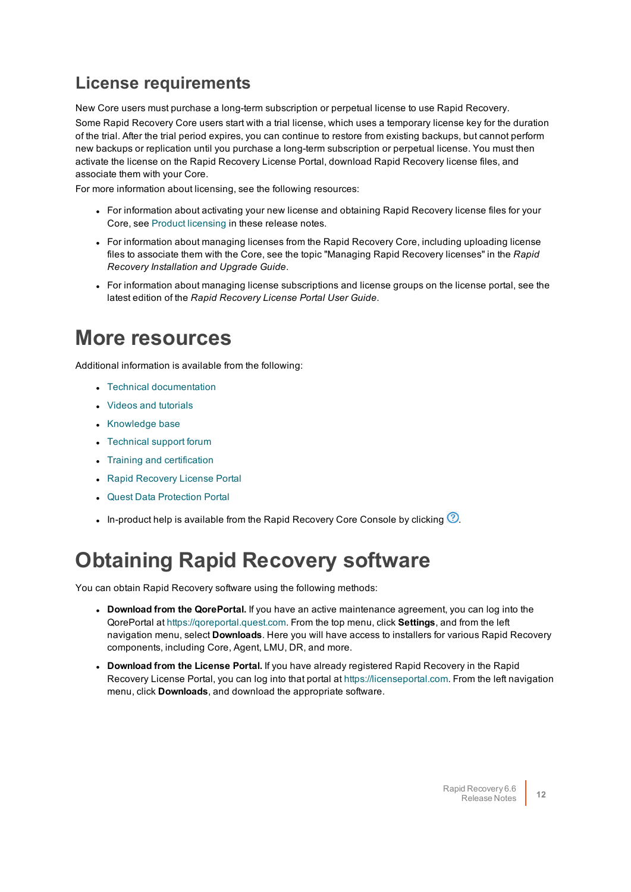## License requirements

New Core users must purchase a long-term subscription or perpetual license to use Rapid Recovery.

Some Rapid Recovery Core users start with a trial license, which uses a temporary license key for the duration of the trial. After the trial period expires, you can continue to restore from existing backups, but cannot perform new backups or replication until you purchase a long-term subscription or perpetual license. You must then activate the license on the Rapid Recovery License Portal, download Rapid Recovery license files, and associate them with your Core.

For more information about licensing, see the following resources:

- For information about activating your new license and obtaining Rapid Recovery license files for your Core, see Product licensing in these release notes.
- For information about managing licenses from the Rapid Recovery Core, including uploading license files to associate them with the Core, see the topic "Managing Rapid Recovery licenses" in the *Rapid Recovery Installation and Upgrade Guide*.
- For information about managing license subscriptions and license groups on the license portal, see the latest edition of the *Rapid Recovery License Portal User Guide*.

# More resources

Additional information is available from the following:

- Technical documentation
- Videos and tutorials
- Knowledge base
- Technical support forum
- Training and certification
- Rapid Recovery License Portal
- Quest Data Protection Portal
- In-product help is available from the Rapid Recovery Core Console by clicking ⓘ.

# Obtaining Rapid Recovery software

You can obtain Rapid Recovery software using the following methods:

- **Download from the QorePortal.** If you have an active maintenance agreement, you can log into the QorePortal at https://qoreportal.quest.com. From the top menu, click **Settings**, and from the left navigation menu, select **Downloads**. Here you will have access to installers for various Rapid Recovery components, including Core, Agent, LMU, DR, and more.
- **Download from the License Portal.** If you have already registered Rapid Recovery in the Rapid Recovery License Portal, you can log into that portal at https://licenseportal.com. From the left navigation menu, click **Downloads**, and download the appropriate software.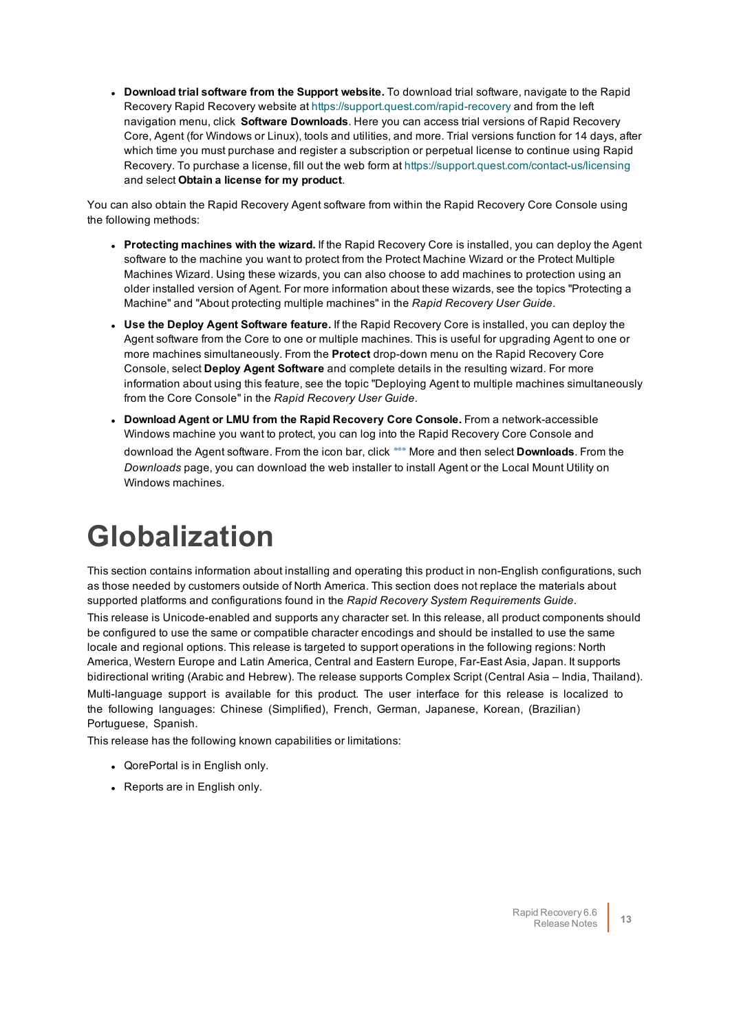- **Download trial software from the Support website.** To download trial software, navigate to the Rapid Recovery Rapid Recovery website at https://support.quest.com/rapid-recovery and from the left navigation menu, click **Software Downloads**. Here you can access trial versions of Rapid Recovery Core, Agent (for Windows or Linux), tools and utilities, and more. Trial versions function for 14 days, after which time you must purchase and register a subscription or perpetual license to continue using Rapid Recovery. To purchase a license, fill out the web form at https://support.quest.com/contact-us/licensing and select **Obtain a license for my product**.

You can also obtain the Rapid Recovery Agent software from within the Rapid Recovery Core Console using the following methods:

- **Protecting machines with the wizard.** If the Rapid Recovery Core is installed, you can deploy the Agent software to the machine you want to protect from the Protect Machine Wizard or the Protect Multiple Machines Wizard. Using these wizards, you can also choose to add machines to protection using an older installed version of Agent. For more information about these wizards, see the topics "Protecting a Machine" and "About protecting multiple machines" in the *Rapid Recovery User Guide*.
- **Use the Deploy Agent Software feature.** If the Rapid Recovery Core is installed, you can deploy the Agent software from the Core to one or multiple machines. This is useful for upgrading Agent to one or more machines simultaneously. From the **Protect** drop-down menu on the Rapid Recovery Core Console, select **Deploy Agent Software** and complete details in the resulting wizard. For more information about using this feature, see the topic "Deploying Agent to multiple machines simultaneously from the Core Console" in the *Rapid Recovery User Guide*.
- **Download Agent or LMU from the Rapid Recovery Core Console.** From a network-accessible Windows machine you want to protect, you can log into the Rapid Recovery Core Console and download the Agent software. From the icon bar, click More and then select **Downloads**. From the *Downloads* page, you can download the web installer to install Agent or the Local Mount Utility on Windows machines.

# Globalization

This section contains information about installing and operating this product in non-English configurations, such as those needed by customers outside of North America. This section does not replace the materials about supported platforms and configurations found in the *Rapid Recovery System Requirements Guide*.

This release is Unicode-enabled and supports any character set. In this release, all product components should be configured to use the same or compatible character encodings and should be installed to use the same locale and regional options. This release is targeted to support operations in the following regions: North America, Western Europe and Latin America, Central and Eastern Europe, Far-East Asia, Japan. It supports bidirectional writing (Arabic and Hebrew). The release supports Complex Script (Central Asia – India, Thailand).

Multi-language support is available for this product. The user interface for this release is localized to the following languages: Chinese (Simplified), French, German, Japanese, Korean, (Brazilian) Portuguese, Spanish.

This release has the following known capabilities or limitations:

- QorePortal is in English only.
- Reports are in English only.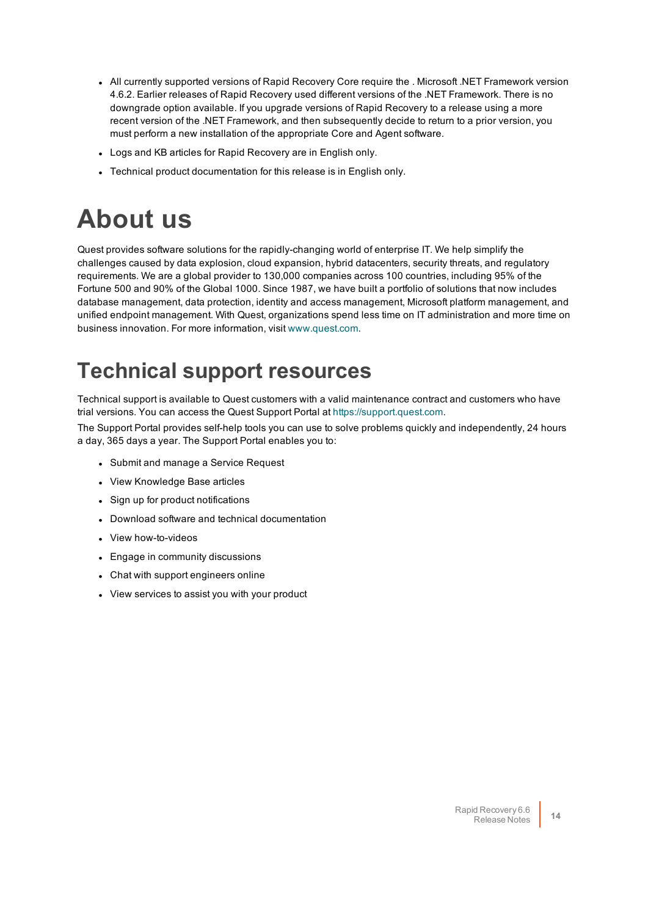- All currently supported versions of Rapid Recovery Core require the . Microsoft .NET Framework version 4.6.2. Earlier releases of Rapid Recovery used different versions of the .NET Framework. There is no downgrade option available. If you upgrade versions of Rapid Recovery to a release using a more recent version of the .NET Framework, and then subsequently decide to return to a prior version, you must perform a new installation of the appropriate Core and Agent software.
- Logs and KB articles for Rapid Recovery are in English only.
- Technical product documentation for this release is in English only.

# About us

Quest provides software solutions for the rapidly-changing world of enterprise IT. We help simplify the challenges caused by data explosion, cloud expansion, hybrid datacenters, security threats, and regulatory requirements. We are a global provider to 130,000 companies across 100 countries, including 95% of the Fortune 500 and 90% of the Global 1000. Since 1987, we have built a portfolio of solutions that now includes database management, data protection, identity and access management, Microsoft platform management, and unified endpoint management. With Quest, organizations spend less time on IT administration and more time on business innovation. For more information, visit www.quest.com.

# Technical support resources

Technical support is available to Quest customers with a valid maintenance contract and customers who have trial versions. You can access the Quest Support Portal at https://support.quest.com.

The Support Portal provides self-help tools you can use to solve problems quickly and independently, 24 hours a day, 365 days a year. The Support Portal enables you to:

- Submit and manage a Service Request
- View Knowledge Base articles
- Sign up for product notifications
- Download software and technical documentation
- View how-to-videos
- Engage in community discussions
- Chat with support engineers online
- View services to assist you with your product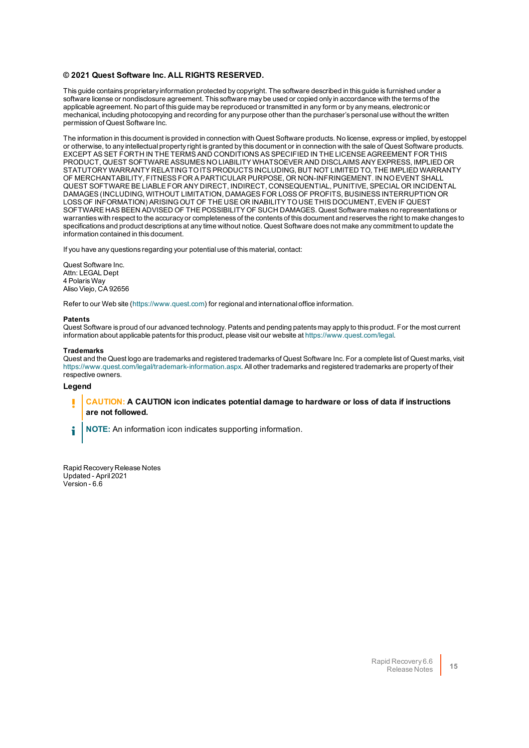**© 2021 Quest Software Inc. ALL RIGHTS RESERVED.**

This guide contains proprietary information protected by copyright. The software described in this guide is furnished under a software license or nondisclosure agreement. This software may be used or copied only in accordance with the terms of the applicable agreement. No part of this guide may be reproduced or transmitted in any form or by any means, electronic or mechanical, including photocopying and recording for any purpose other than the purchaser's personal use without the written permission of Quest Software Inc.

The information in this document is provided in connection with Quest Software products. No license, express or implied, by estoppel or otherwise, to any intellectual property right is granted by this document or in connection with the sale of Quest Software products. EXCEPT AS SET FORTH IN THE TERMS AND CONDITIONS AS SPECIFIED IN THE LICENSE AGREEMENT FOR THIS PRODUCT, QUEST SOFTWARE ASSUMES NO LIABILITY WHATSOEVER AND DISCLAIMS ANY EXPRESS, IMPLIED OR STATUTORY WARRANTY RELATING TO ITS PRODUCTS INCLUDING, BUT NOT LIMITED TO, THE IMPLIED WARRANTY OF MERCHANTABILITY, FITNESS FOR A PARTICULAR PURPOSE, OR NON-INFRINGEMENT. IN NO EVENT SHALL QUEST SOFTWARE BE LIABLE FOR ANY DIRECT, INDIRECT, CONSEQUENTIAL, PUNITIVE, SPECIAL OR INCIDENTAL DAMAGES (INCLUDING, WITHOUT LIMITATION, DAMAGES FOR LOSS OF PROFITS, BUSINESS INTERRUPTION OR LOSS OF INFORMATION) ARISING OUT OF THE USE OR INABILITY TO USE THIS DOCUMENT, EVEN IF QUEST SOFTWARE HAS BEEN ADVISED OF THE POSSIBILITY OF SUCH DAMAGES. Quest Software makes no representations or warranties with respect to the accuracy or completeness of the contents of this document and reserves the right to make changes to specifications and product descriptions at any time without notice. Quest Software does not make any commitment to update the information contained in this document.

If you have any questions regarding your potential use of this material, contact:

Quest Software Inc.
Attn: LEGAL Dept
4 Polaris Way
Aliso Viejo, CA 92656

Refer to our Web site (https://www.quest.com) for regional and international office information.

**Patents**

Quest Software is proud of our advanced technology. Patents and pending patents may apply to this product. For the most current information about applicable patents for this product, please visit our website at https://www.quest.com/legal.

**Trademarks**

Quest and the Quest logo are trademarks and registered trademarks of Quest Software Inc. For a complete list of Quest marks, visit https://www.quest.com/legal/trademark-information.aspx. All other trademarks and registered trademarks are property of their respective owners.

### Legend

> **CAUTION: A CAUTION icon indicates potential damage to hardware or loss of data if instructions are not followed.**

> **NOTE:** An information icon indicates supporting information.

Rapid Recovery Release Notes
Updated - April 2021
Version - 6.6